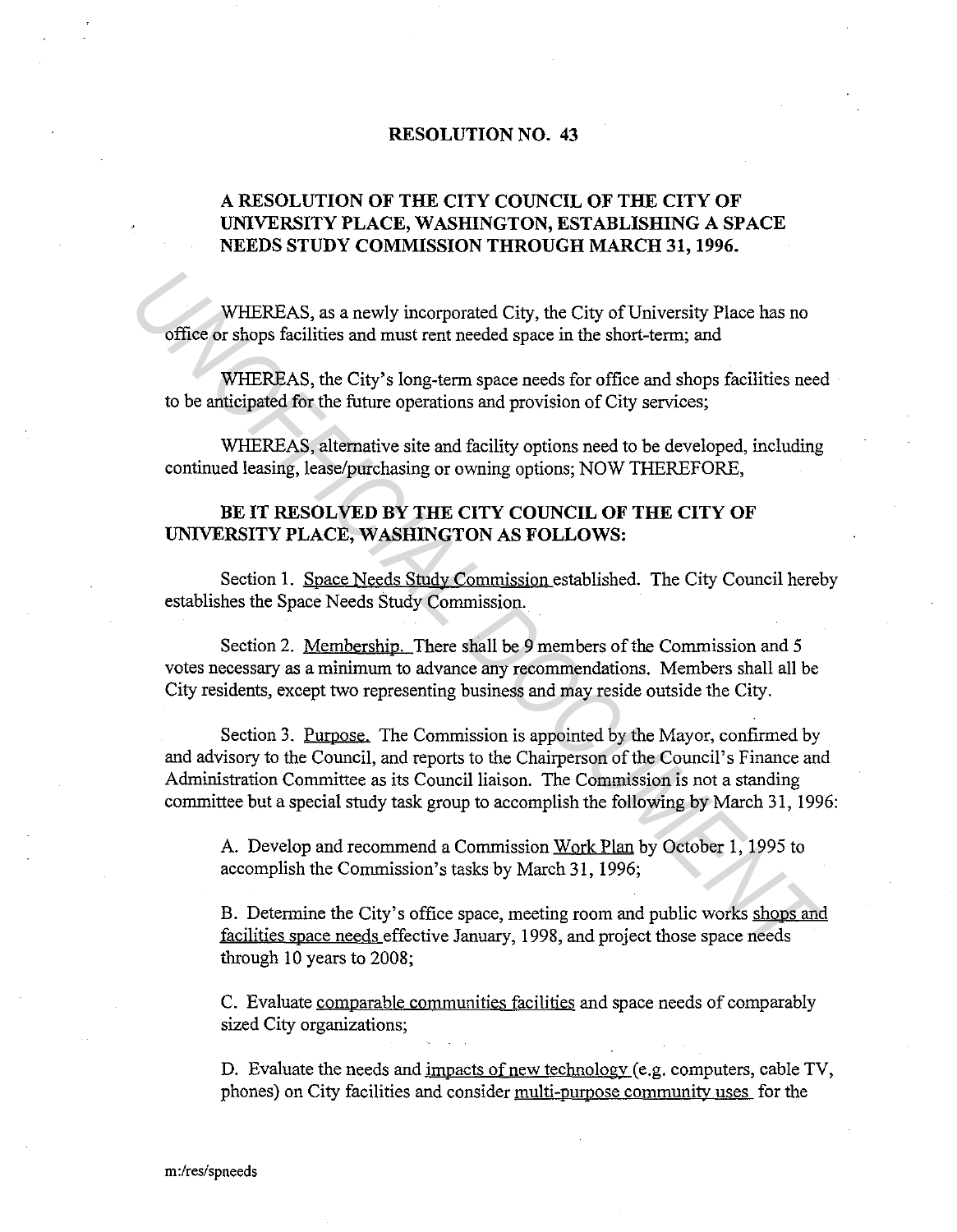# RESOLUTION NO. 43

## A RESOLUTION OF THE CITY COUNCIL OF THE CITY OF UNIVERSITY PLACE, WASHINGTON, ESTABLISHING A SPACE NEEDS STUDY COMMISSION THROUGH MARCH 31, 1996.

WHEREAS, as a newly incorporated City, the City of University Place has no office or shops facilities and must rent needed space in the short-term; and

WHEREAS, the City's long-term space needs for office and shops facilities need to be anticipated for the future operations and provision of City services;

WHEREAS, alternative site and facility options need to be developed, including continued leasing, lease/purchasing or owning options; NOW THEREFORE,

**BE IT RESOLVED BY THE CITY COUNCIL OF THE CITY OF UNIVERSITY PLACE, WASHINGTON AS FOLLOWS:**

Section 1. Space Needs Study Commission established. The City Council hereby establishes the Space Needs Study Commission.

Section 2. Membership. There shall be 9 members of the Commission and 5 votes necessary as a minimum to advance any recommendations. Members shall all be City residents, except two representing business and may reside outside the City.

Section 3. Purpose. The Commission is appointed by the Mayor, confirmed by and advisory to the Council, and reports to the Chairperson of the Council's Finance and Administration Committee as its Council liaison. The Commission is not a standing committee but a special study task group to accomplish the following by March 31, 1996:

A. Develop and recommend a Commission Work Plan by October 1, 1995 to accomplish the Commission's tasks by March 31, 1996;

B. Determine the City's office space, meeting room and public works shops and facilities space needs effective January, 1998, and project those space needs through 10 years to 2008;

C. Evaluate comparable communities facilities and space needs of comparably sized City organizations;

D. Evaluate the needs and impacts of new technology (e.g. computers, cable TV, phones) on City facilities and consider multi-purpose community uses for the

m:/res/spneeds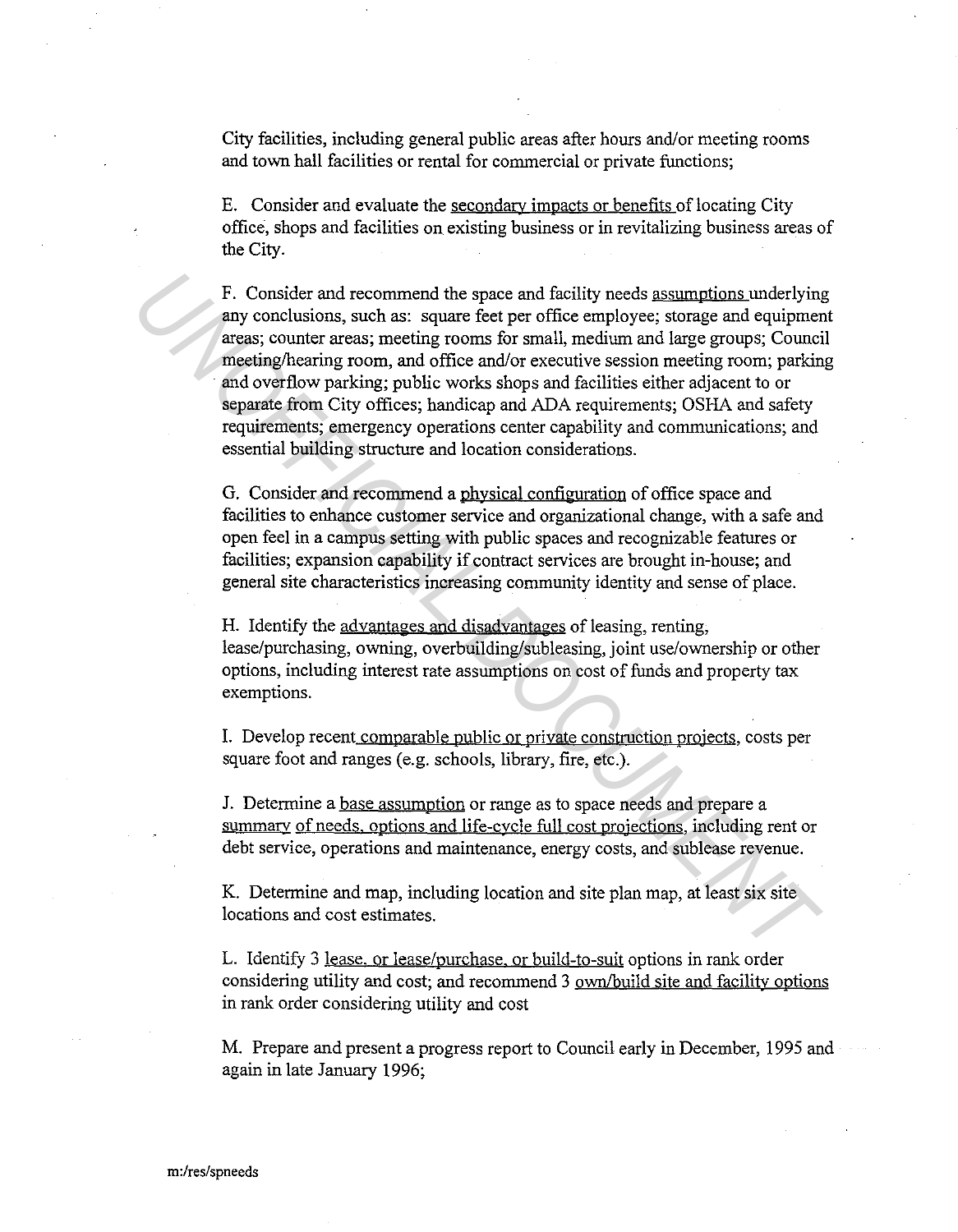City facilities, including general public areas after hours and/or meeting rooms and town hall facilities or rental for commercial or private functions;

E. Consider and evaluate the secondary impacts or benefits of locating City office, shops and facilities on existing business or in revitalizing business areas of the City.

F. Consider and recommend the space and facility needs assumptions underlying any conclusions, such as: square feet per office employee; storage and equipment areas; counter areas; meeting rooms for small, medium and large groups; Council meeting/hearing room, and office and/or executive session meeting room; parking and overflow parking; public works shops and facilities either adjacent to or separate from City offices; handicap and ADA requirements; OSHA and safety requirements; emergency operations center capability and communications; and essential building structure and location considerations.

G. Consider and recommend a physical configuration of office space and facilities to enhance customer service and organizational change, with a safe and open feel in a campus setting with public spaces and recognizable features or facilities; expansion capability if contract services are brought in-house; and general site characteristics increasing community identity and sense of place.

H. Identify the advantages and disadvantages of leasing, renting, lease/purchasing, owning, overbuilding/subleasing, joint use/ownership or other options, including interest rate assumptions on cost of funds and property tax exemptions.

I. Develop recent comparable public or private construction projects, costs per square foot and ranges (e.g. schools, library, fire, etc.).

J. Determine a base assumption or range as to space needs and prepare a summary of needs, options and life-cycle full cost projections, including rent or debt service, operations and maintenance, energy costs, and sublease revenue.

K. Determine and map, including location and site plan map, at least six site locations and cost estimates.

L. Identify 3 lease, or lease/purchase, or build-to-suit options in rank order considering utility and cost; and recommend 3 own/build site and facility options in rank order considering utility and cost

M. Prepare and present a progress report to Council early in December, 1995 and again in late January 1996;

m:/res/spneeds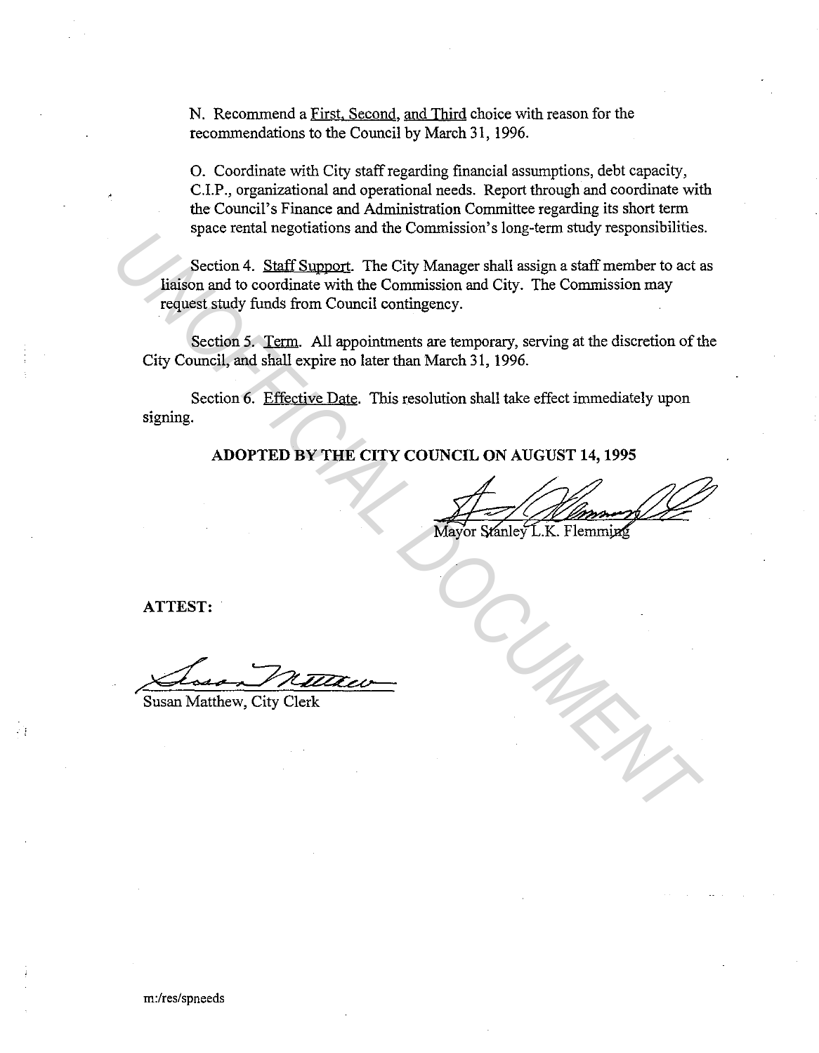N. Recommend a <u>First, Second, and Third</u> choice with reason for the recommendations to the Council by March 31, 1996.

O. Coordinate with City staff regarding financial assumptions, debt capacity, C.I.P., organizational and operational needs. Report through and coordinate with the Council's Finance and Administration Committee regarding its short term space rental negotiations and the Commission's long-term study responsibilities.

Section 4. <u>Staff Support</u>. The City Manager shall assign a staff member to act as liaison and to coordinate with the Commission and City. The Commission may request study funds from Council contingency.

Section 5. <u>Term</u>. All appointments are temporary, serving at the discretion of the City Council, and shall expire no later than March 31, 1996.

Section 6. <u>Effective Date</u>. This resolution shall take effect immediately upon signing.

**ADOPTED BY THE CITY COUNCIL ON AUGUST 14, 1995**

Mayor Stanley L.K. Flemming

**ATTEST:**

Susan Matthew, City Clerk

m:/res/spneeds